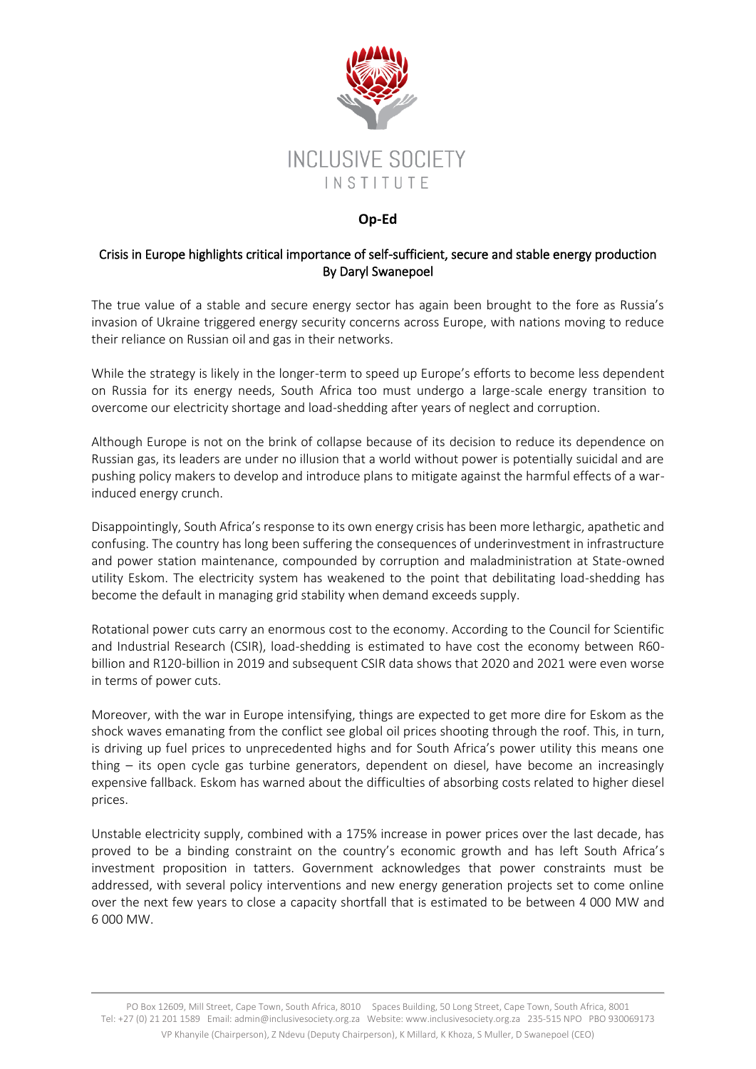INCLUSIVE SOCIETY

INSTITUTE

**Op-Ed**

## Crisis in Europe highlights critical importance of self-sufficient, secure and stable energy production

By Daryl Swanepoel

The true value of a stable and secure energy sector has again been brought to the fore as Russia's invasion of Ukraine triggered energy security concerns across Europe, with nations moving to reduce their reliance on Russian oil and gas in their networks.

While the strategy is likely in the longer-term to speed up Europe's efforts to become less dependent on Russia for its energy needs, South Africa too must undergo a large-scale energy transition to overcome our electricity shortage and load-shedding after years of neglect and corruption.

Although Europe is not on the brink of collapse because of its decision to reduce its dependence on Russian gas, its leaders are under no illusion that a world without power is potentially suicidal and are pushing policy makers to develop and introduce plans to mitigate against the harmful effects of a war-induced energy crunch.

Disappointingly, South Africa's response to its own energy crisis has been more lethargic, apathetic and confusing. The country has long been suffering the consequences of underinvestment in infrastructure and power station maintenance, compounded by corruption and maladministration at State-owned utility Eskom. The electricity system has weakened to the point that debilitating load-shedding has become the default in managing grid stability when demand exceeds supply.

Rotational power cuts carry an enormous cost to the economy. According to the Council for Scientific and Industrial Research (CSIR), load-shedding is estimated to have cost the economy between R60-billion and R120-billion in 2019 and subsequent CSIR data shows that 2020 and 2021 were even worse in terms of power cuts.

Moreover, with the war in Europe intensifying, things are expected to get more dire for Eskom as the shock waves emanating from the conflict see global oil prices shooting through the roof. This, in turn, is driving up fuel prices to unprecedented highs and for South Africa's power utility this means one thing – its open cycle gas turbine generators, dependent on diesel, have become an increasingly expensive fallback. Eskom has warned about the difficulties of absorbing costs related to higher diesel prices.

Unstable electricity supply, combined with a 175% increase in power prices over the last decade, has proved to be a binding constraint on the country's economic growth and has left South Africa's investment proposition in tatters. Government acknowledges that power constraints must be addressed, with several policy interventions and new energy generation projects set to come online over the next few years to close a capacity shortfall that is estimated to be between 4 000 MW and 6 000 MW.

PO Box 12609, Mill Street, Cape Town, South Africa, 8010 Spaces Building, 50 Long Street, Cape Town, South Africa, 8001
Tel: +27 (0) 21 201 1589 Email: admin@inclusivesociety.org.za Website: www.inclusivesociety.org.za 235-515 NPO PBO 930069173
VP Khanyile (Chairperson), Z Ndevu (Deputy Chairperson), K Millard, K Khoza, S Muller, D Swanepoel (CEO)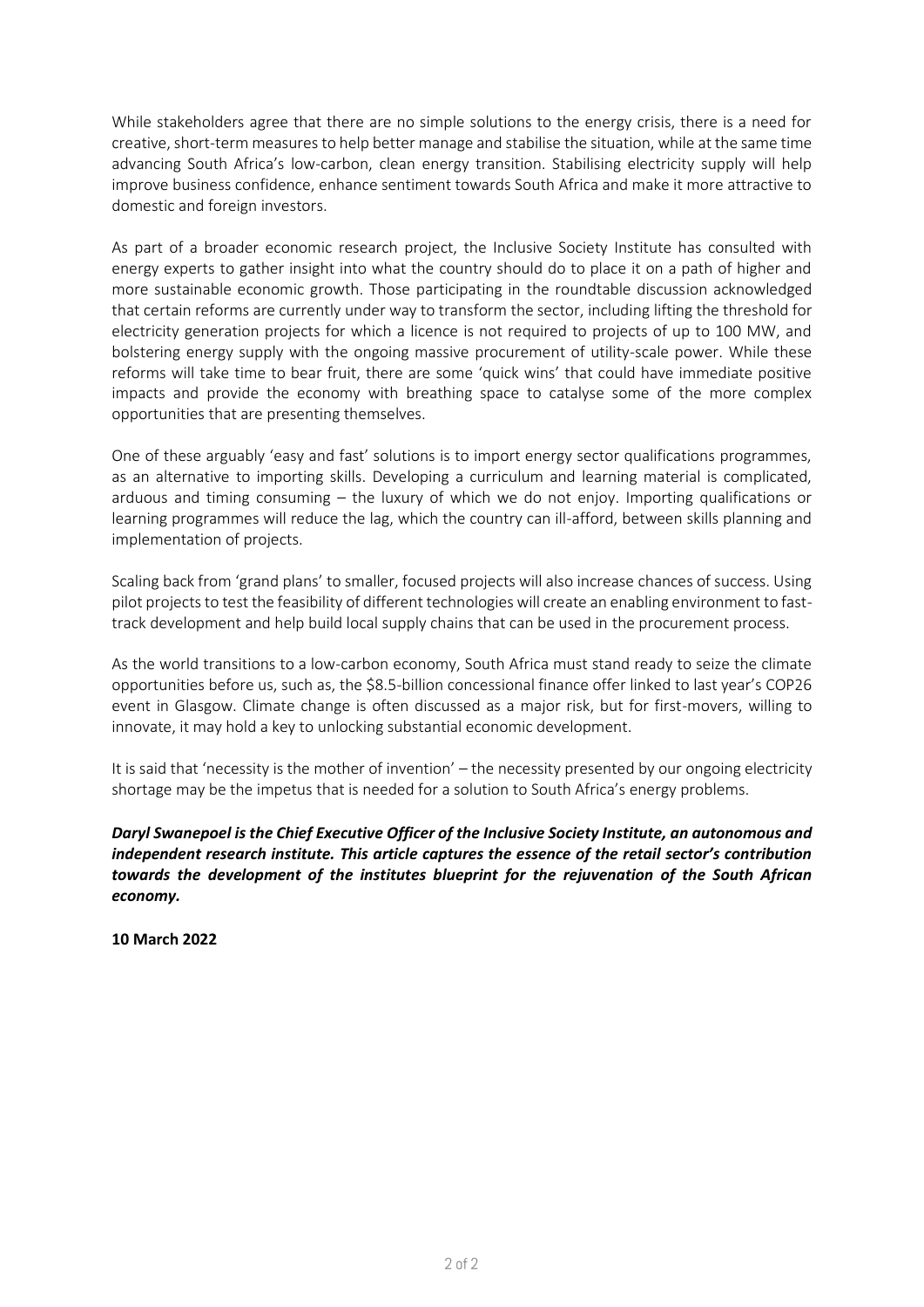While stakeholders agree that there are no simple solutions to the energy crisis, there is a need for creative, short-term measures to help better manage and stabilise the situation, while at the same time advancing South Africa's low-carbon, clean energy transition. Stabilising electricity supply will help improve business confidence, enhance sentiment towards South Africa and make it more attractive to domestic and foreign investors.

As part of a broader economic research project, the Inclusive Society Institute has consulted with energy experts to gather insight into what the country should do to place it on a path of higher and more sustainable economic growth. Those participating in the roundtable discussion acknowledged that certain reforms are currently under way to transform the sector, including lifting the threshold for electricity generation projects for which a licence is not required to projects of up to 100 MW, and bolstering energy supply with the ongoing massive procurement of utility-scale power. While these reforms will take time to bear fruit, there are some 'quick wins' that could have immediate positive impacts and provide the economy with breathing space to catalyse some of the more complex opportunities that are presenting themselves.

One of these arguably 'easy and fast' solutions is to import energy sector qualifications programmes, as an alternative to importing skills. Developing a curriculum and learning material is complicated, arduous and timing consuming – the luxury of which we do not enjoy. Importing qualifications or learning programmes will reduce the lag, which the country can ill-afford, between skills planning and implementation of projects.

Scaling back from 'grand plans' to smaller, focused projects will also increase chances of success. Using pilot projects to test the feasibility of different technologies will create an enabling environment to fast-track development and help build local supply chains that can be used in the procurement process.

As the world transitions to a low-carbon economy, South Africa must stand ready to seize the climate opportunities before us, such as, the $8.5-billion concessional finance offer linked to last year's COP26 event in Glasgow. Climate change is often discussed as a major risk, but for first-movers, willing to innovate, it may hold a key to unlocking substantial economic development.

It is said that 'necessity is the mother of invention' – the necessity presented by our ongoing electricity shortage may be the impetus that is needed for a solution to South Africa's energy problems.

***Daryl Swanepoel is the Chief Executive Officer of the Inclusive Society Institute, an autonomous and independent research institute. This article captures the essence of the retail sector's contribution towards the development of the institutes blueprint for the rejuvenation of the South African economy.***

**10 March 2022**